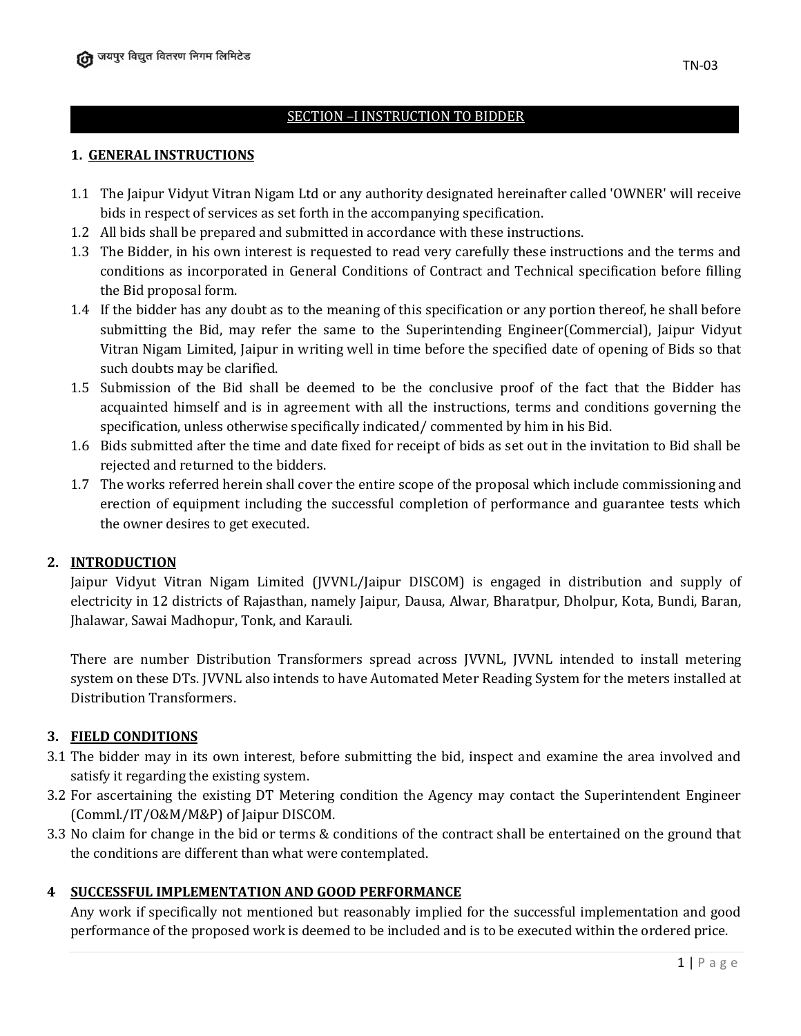## SECTION –I INSTRUCTION TO BIDDER

### 1. GENERAL INSTRUCTIONS

1.1 The Jaipur Vidyut Vitran Nigam Ltd or any authority designated hereinafter called 'OWNER' will receive bids in respect of services as set forth in the accompanying specification.

1.2 All bids shall be prepared and submitted in accordance with these instructions.

1.3 The Bidder, in his own interest is requested to read very carefully these instructions and the terms and conditions as incorporated in General Conditions of Contract and Technical specification before filling the Bid proposal form.

1.4 If the bidder has any doubt as to the meaning of this specification or any portion thereof, he shall before submitting the Bid, may refer the same to the Superintending Engineer(Commercial), Jaipur Vidyut Vitran Nigam Limited, Jaipur in writing well in time before the specified date of opening of Bids so that such doubts may be clarified.

1.5 Submission of the Bid shall be deemed to be the conclusive proof of the fact that the Bidder has acquainted himself and is in agreement with all the instructions, terms and conditions governing the specification, unless otherwise specifically indicated/ commented by him in his Bid.

1.6 Bids submitted after the time and date fixed for receipt of bids as set out in the invitation to Bid shall be rejected and returned to the bidders.

1.7 The works referred herein shall cover the entire scope of the proposal which include commissioning and erection of equipment including the successful completion of performance and guarantee tests which the owner desires to get executed.

### 2. INTRODUCTION

Jaipur Vidyut Vitran Nigam Limited (JVVNL/Jaipur DISCOM) is engaged in distribution and supply of electricity in 12 districts of Rajasthan, namely Jaipur, Dausa, Alwar, Bharatpur, Dholpur, Kota, Bundi, Baran, Jhalawar, Sawai Madhopur, Tonk, and Karauli.

There are number Distribution Transformers spread across JVVNL, JVVNL intended to install metering system on these DTs. JVVNL also intends to have Automated Meter Reading System for the meters installed at Distribution Transformers.

### 3. FIELD CONDITIONS

3.1 The bidder may in its own interest, before submitting the bid, inspect and examine the area involved and satisfy it regarding the existing system.

3.2 For ascertaining the existing DT Metering condition the Agency may contact the Superintendent Engineer (Comml./IT/O&M/M&P) of Jaipur DISCOM.

3.3 No claim for change in the bid or terms & conditions of the contract shall be entertained on the ground that the conditions are different than what were contemplated.

### 4 SUCCESSFUL IMPLEMENTATION AND GOOD PERFORMANCE

Any work if specifically not mentioned but reasonably implied for the successful implementation and good performance of the proposed work is deemed to be included and is to be executed within the ordered price.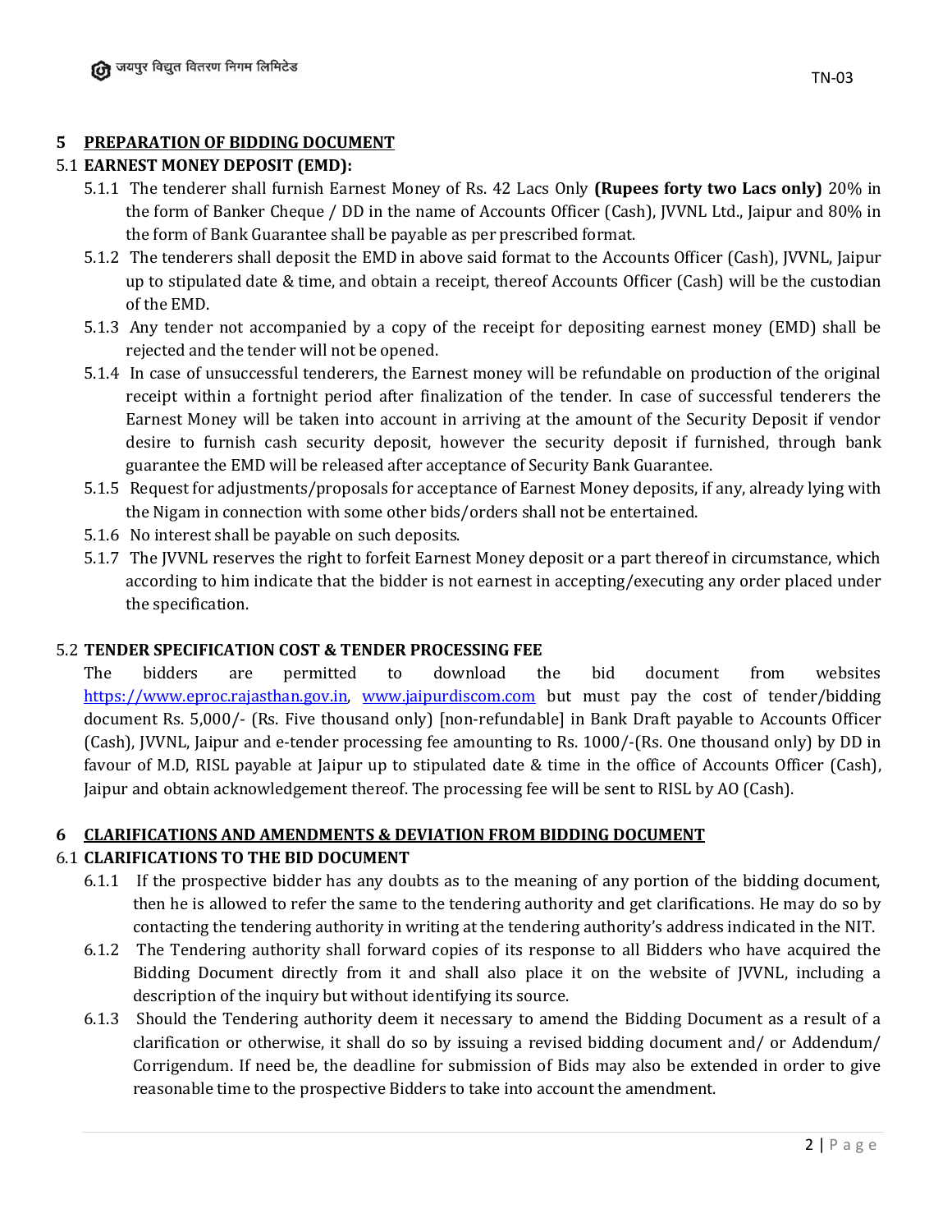## 5 PREPARATION OF BIDDING DOCUMENT

### 5.1 EARNEST MONEY DEPOSIT (EMD):

5.1.1 The tenderer shall furnish Earnest Money of Rs. 42 Lacs Only **(Rupees forty two Lacs only)** 20% in the form of Banker Cheque / DD in the name of Accounts Officer (Cash), JVVNL Ltd., Jaipur and 80% in the form of Bank Guarantee shall be payable as per prescribed format.

5.1.2 The tenderers shall deposit the EMD in above said format to the Accounts Officer (Cash), JVVNL, Jaipur up to stipulated date & time, and obtain a receipt, thereof Accounts Officer (Cash) will be the custodian of the EMD.

5.1.3 Any tender not accompanied by a copy of the receipt for depositing earnest money (EMD) shall be rejected and the tender will not be opened.

5.1.4 In case of unsuccessful tenderers, the Earnest money will be refundable on production of the original receipt within a fortnight period after finalization of the tender. In case of successful tenderers the Earnest Money will be taken into account in arriving at the amount of the Security Deposit if vendor desire to furnish cash security deposit, however the security deposit if furnished, through bank guarantee the EMD will be released after acceptance of Security Bank Guarantee.

5.1.5 Request for adjustments/proposals for acceptance of Earnest Money deposits, if any, already lying with the Nigam in connection with some other bids/orders shall not be entertained.

5.1.6 No interest shall be payable on such deposits.

5.1.7 The JVVNL reserves the right to forfeit Earnest Money deposit or a part thereof in circumstance, which according to him indicate that the bidder is not earnest in accepting/executing any order placed under the specification.

### 5.2 TENDER SPECIFICATION COST & TENDER PROCESSING FEE

The bidders are permitted to download the bid document from websites https://www.eproc.rajasthan.gov.in, www.jaipurdiscom.com but must pay the cost of tender/bidding document Rs. 5,000/- (Rs. Five thousand only) [non-refundable] in Bank Draft payable to Accounts Officer (Cash), JVVNL, Jaipur and e-tender processing fee amounting to Rs. 1000/-(Rs. One thousand only) by DD in favour of M.D, RISL payable at Jaipur up to stipulated date & time in the office of Accounts Officer (Cash), Jaipur and obtain acknowledgement thereof. The processing fee will be sent to RISL by AO (Cash).

## 6 CLARIFICATIONS AND AMENDMENTS & DEVIATION FROM BIDDING DOCUMENT

### 6.1 CLARIFICATIONS TO THE BID DOCUMENT

6.1.1 If the prospective bidder has any doubts as to the meaning of any portion of the bidding document, then he is allowed to refer the same to the tendering authority and get clarifications. He may do so by contacting the tendering authority in writing at the tendering authority's address indicated in the NIT.

6.1.2 The Tendering authority shall forward copies of its response to all Bidders who have acquired the Bidding Document directly from it and shall also place it on the website of JVVNL, including a description of the inquiry but without identifying its source.

6.1.3 Should the Tendering authority deem it necessary to amend the Bidding Document as a result of a clarification or otherwise, it shall do so by issuing a revised bidding document and/ or Addendum/ Corrigendum. If need be, the deadline for submission of Bids may also be extended in order to give reasonable time to the prospective Bidders to take into account the amendment.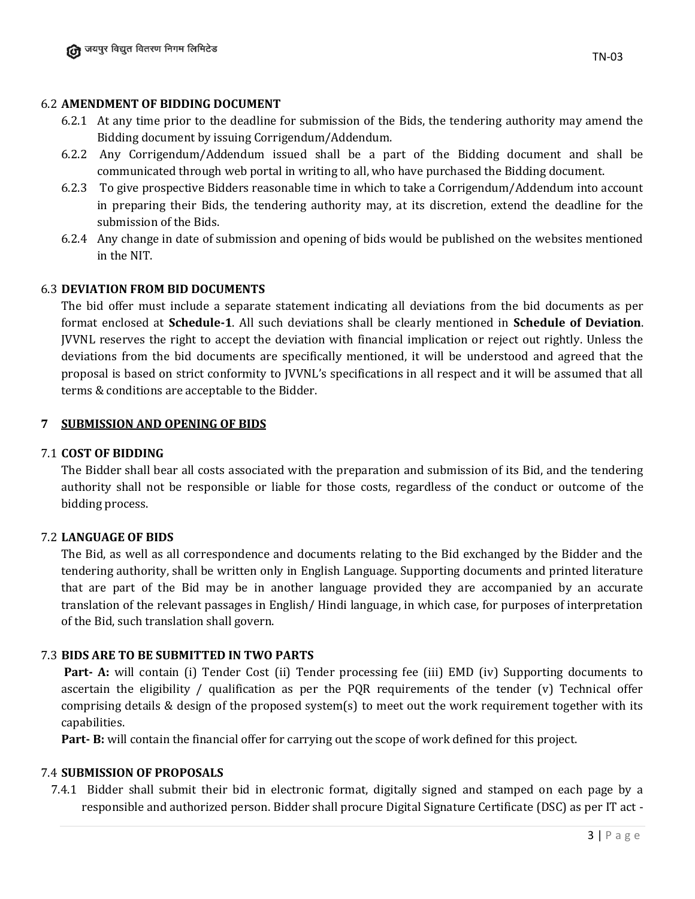### 6.2 AMENDMENT OF BIDDING DOCUMENT

6.2.1 At any time prior to the deadline for submission of the Bids, the tendering authority may amend the Bidding document by issuing Corrigendum/Addendum.

6.2.2 Any Corrigendum/Addendum issued shall be a part of the Bidding document and shall be communicated through web portal in writing to all, who have purchased the Bidding document.

6.2.3 To give prospective Bidders reasonable time in which to take a Corrigendum/Addendum into account in preparing their Bids, the tendering authority may, at its discretion, extend the deadline for the submission of the Bids.

6.2.4 Any change in date of submission and opening of bids would be published on the websites mentioned in the NIT.

### 6.3 DEVIATION FROM BID DOCUMENTS

The bid offer must include a separate statement indicating all deviations from the bid documents as per format enclosed at **Schedule-1**. All such deviations shall be clearly mentioned in **Schedule of Deviation**. JVVNL reserves the right to accept the deviation with financial implication or reject out rightly. Unless the deviations from the bid documents are specifically mentioned, it will be understood and agreed that the proposal is based on strict conformity to JVVNL's specifications in all respect and it will be assumed that all terms & conditions are acceptable to the Bidder.

## 7 SUBMISSION AND OPENING OF BIDS

### 7.1 COST OF BIDDING

The Bidder shall bear all costs associated with the preparation and submission of its Bid, and the tendering authority shall not be responsible or liable for those costs, regardless of the conduct or outcome of the bidding process.

### 7.2 LANGUAGE OF BIDS

The Bid, as well as all correspondence and documents relating to the Bid exchanged by the Bidder and the tendering authority, shall be written only in English Language. Supporting documents and printed literature that are part of the Bid may be in another language provided they are accompanied by an accurate translation of the relevant passages in English/ Hindi language, in which case, for purposes of interpretation of the Bid, such translation shall govern.

### 7.3 BIDS ARE TO BE SUBMITTED IN TWO PARTS

**Part- A:** will contain (i) Tender Cost (ii) Tender processing fee (iii) EMD (iv) Supporting documents to ascertain the eligibility / qualification as per the PQR requirements of the tender (v) Technical offer comprising details & design of the proposed system(s) to meet out the work requirement together with its capabilities.

**Part- B:** will contain the financial offer for carrying out the scope of work defined for this project.

### 7.4 SUBMISSION OF PROPOSALS

7.4.1 Bidder shall submit their bid in electronic format, digitally signed and stamped on each page by a responsible and authorized person. Bidder shall procure Digital Signature Certificate (DSC) as per IT act -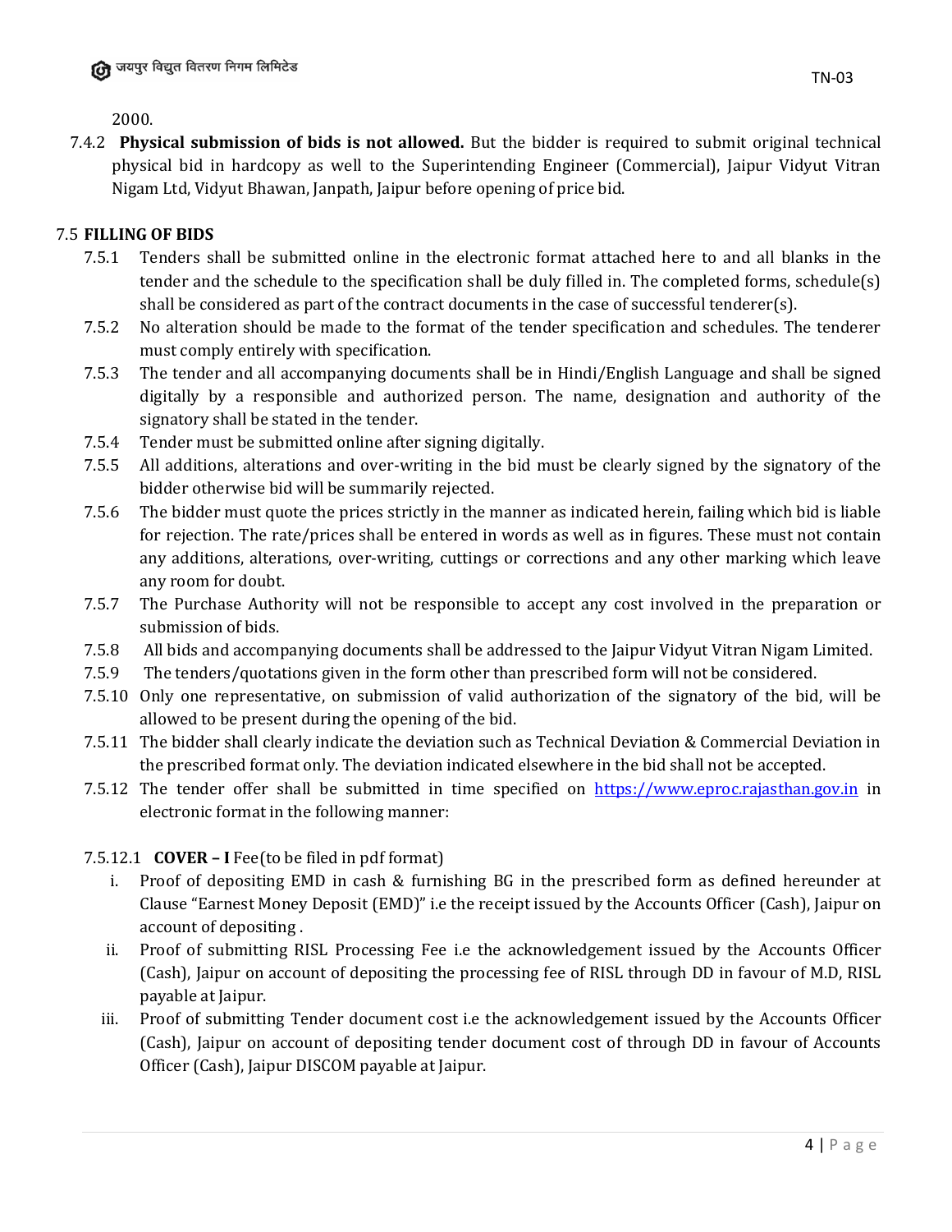2000.

7.4.2 **Physical submission of bids is not allowed.** But the bidder is required to submit original technical physical bid in hardcopy as well to the Superintending Engineer (Commercial), Jaipur Vidyut Vitran Nigam Ltd, Vidyut Bhawan, Janpath, Jaipur before opening of price bid.

7.5 **FILLING OF BIDS**

7.5.1 Tenders shall be submitted online in the electronic format attached here to and all blanks in the tender and the schedule to the specification shall be duly filled in. The completed forms, schedule(s) shall be considered as part of the contract documents in the case of successful tenderer(s).

7.5.2 No alteration should be made to the format of the tender specification and schedules. The tenderer must comply entirely with specification.

7.5.3 The tender and all accompanying documents shall be in Hindi/English Language and shall be signed digitally by a responsible and authorized person. The name, designation and authority of the signatory shall be stated in the tender.

7.5.4 Tender must be submitted online after signing digitally.

7.5.5 All additions, alterations and over-writing in the bid must be clearly signed by the signatory of the bidder otherwise bid will be summarily rejected.

7.5.6 The bidder must quote the prices strictly in the manner as indicated herein, failing which bid is liable for rejection. The rate/prices shall be entered in words as well as in figures. These must not contain any additions, alterations, over-writing, cuttings or corrections and any other marking which leave any room for doubt.

7.5.7 The Purchase Authority will not be responsible to accept any cost involved in the preparation or submission of bids.

7.5.8 All bids and accompanying documents shall be addressed to the Jaipur Vidyut Vitran Nigam Limited.

7.5.9 The tenders/quotations given in the form other than prescribed form will not be considered.

7.5.10 Only one representative, on submission of valid authorization of the signatory of the bid, will be allowed to be present during the opening of the bid.

7.5.11 The bidder shall clearly indicate the deviation such as Technical Deviation & Commercial Deviation in the prescribed format only. The deviation indicated elsewhere in the bid shall not be accepted.

7.5.12 The tender offer shall be submitted in time specified on https://www.eproc.rajasthan.gov.in in electronic format in the following manner:

7.5.12.1 **COVER – I** Fee(to be filed in pdf format)

i. Proof of depositing EMD in cash & furnishing BG in the prescribed form as defined hereunder at Clause "Earnest Money Deposit (EMD)" i.e the receipt issued by the Accounts Officer (Cash), Jaipur on account of depositing .

ii. Proof of submitting RISL Processing Fee i.e the acknowledgement issued by the Accounts Officer (Cash), Jaipur on account of depositing the processing fee of RISL through DD in favour of M.D, RISL payable at Jaipur.

iii. Proof of submitting Tender document cost i.e the acknowledgement issued by the Accounts Officer (Cash), Jaipur on account of depositing tender document cost of through DD in favour of Accounts Officer (Cash), Jaipur DISCOM payable at Jaipur.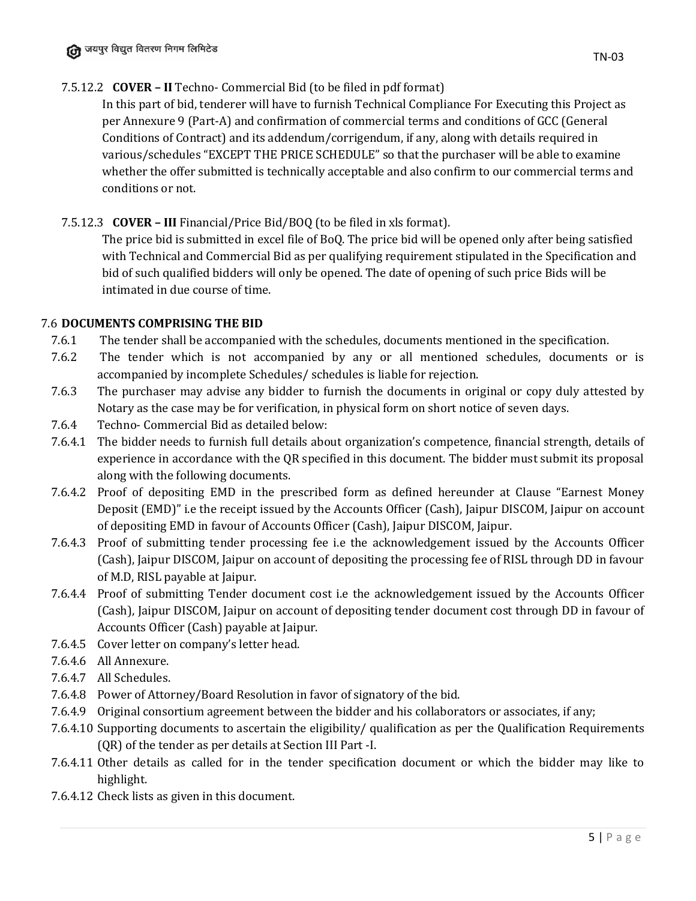7.5.12.2 **COVER – II** Techno- Commercial Bid (to be filed in pdf format)

In this part of bid, tenderer will have to furnish Technical Compliance For Executing this Project as per Annexure 9 (Part-A) and confirmation of commercial terms and conditions of GCC (General Conditions of Contract) and its addendum/corrigendum, if any, along with details required in various/schedules "EXCEPT THE PRICE SCHEDULE" so that the purchaser will be able to examine whether the offer submitted is technically acceptable and also confirm to our commercial terms and conditions or not.

7.5.12.3 **COVER – III** Financial/Price Bid/BOQ (to be filed in xls format).

The price bid is submitted in excel file of BoQ. The price bid will be opened only after being satisfied with Technical and Commercial Bid as per qualifying requirement stipulated in the Specification and bid of such qualified bidders will only be opened. The date of opening of such price Bids will be intimated in due course of time.

7.6 **DOCUMENTS COMPRISING THE BID**

7.6.1 The tender shall be accompanied with the schedules, documents mentioned in the specification.

7.6.2 The tender which is not accompanied by any or all mentioned schedules, documents or is accompanied by incomplete Schedules/ schedules is liable for rejection.

7.6.3 The purchaser may advise any bidder to furnish the documents in original or copy duly attested by Notary as the case may be for verification, in physical form on short notice of seven days.

7.6.4 Techno- Commercial Bid as detailed below:

7.6.4.1 The bidder needs to furnish full details about organization's competence, financial strength, details of experience in accordance with the QR specified in this document. The bidder must submit its proposal along with the following documents.

7.6.4.2 Proof of depositing EMD in the prescribed form as defined hereunder at Clause "Earnest Money Deposit (EMD)" i.e the receipt issued by the Accounts Officer (Cash), Jaipur DISCOM, Jaipur on account of depositing EMD in favour of Accounts Officer (Cash), Jaipur DISCOM, Jaipur.

7.6.4.3 Proof of submitting tender processing fee i.e the acknowledgement issued by the Accounts Officer (Cash), Jaipur DISCOM, Jaipur on account of depositing the processing fee of RISL through DD in favour of M.D, RISL payable at Jaipur.

7.6.4.4 Proof of submitting Tender document cost i.e the acknowledgement issued by the Accounts Officer (Cash), Jaipur DISCOM, Jaipur on account of depositing tender document cost through DD in favour of Accounts Officer (Cash) payable at Jaipur.

7.6.4.5 Cover letter on company's letter head.

7.6.4.6 All Annexure.

7.6.4.7 All Schedules.

7.6.4.8 Power of Attorney/Board Resolution in favor of signatory of the bid.

7.6.4.9 Original consortium agreement between the bidder and his collaborators or associates, if any;

7.6.4.10 Supporting documents to ascertain the eligibility/ qualification as per the Qualification Requirements (QR) of the tender as per details at Section III Part -I.

7.6.4.11 Other details as called for in the tender specification document or which the bidder may like to highlight.

7.6.4.12 Check lists as given in this document.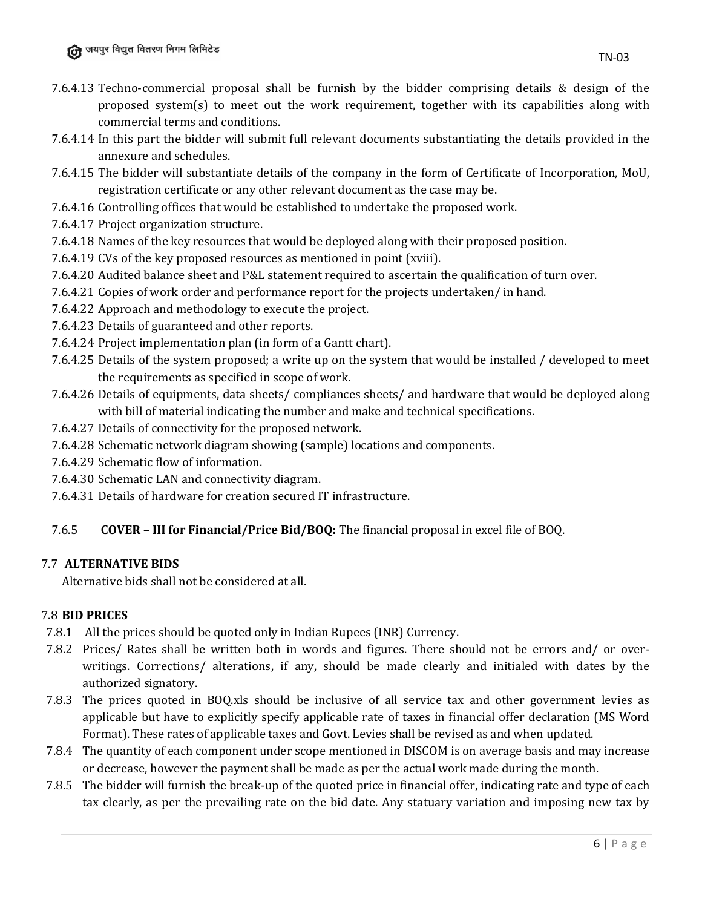7.6.4.13 Techno-commercial proposal shall be furnish by the bidder comprising details & design of the proposed system(s) to meet out the work requirement, together with its capabilities along with commercial terms and conditions.

7.6.4.14 In this part the bidder will submit full relevant documents substantiating the details provided in the annexure and schedules.

7.6.4.15 The bidder will substantiate details of the company in the form of Certificate of Incorporation, MoU, registration certificate or any other relevant document as the case may be.

7.6.4.16 Controlling offices that would be established to undertake the proposed work.

7.6.4.17 Project organization structure.

7.6.4.18 Names of the key resources that would be deployed along with their proposed position.

7.6.4.19 CVs of the key proposed resources as mentioned in point (xviii).

7.6.4.20 Audited balance sheet and P&L statement required to ascertain the qualification of turn over.

7.6.4.21 Copies of work order and performance report for the projects undertaken/ in hand.

7.6.4.22 Approach and methodology to execute the project.

7.6.4.23 Details of guaranteed and other reports.

7.6.4.24 Project implementation plan (in form of a Gantt chart).

7.6.4.25 Details of the system proposed; a write up on the system that would be installed / developed to meet the requirements as specified in scope of work.

7.6.4.26 Details of equipments, data sheets/ compliances sheets/ and hardware that would be deployed along with bill of material indicating the number and make and technical specifications.

7.6.4.27 Details of connectivity for the proposed network.

7.6.4.28 Schematic network diagram showing (sample) locations and components.

7.6.4.29 Schematic flow of information.

7.6.4.30 Schematic LAN and connectivity diagram.

7.6.4.31 Details of hardware for creation secured IT infrastructure.

7.6.5 **COVER – III for Financial/Price Bid/BOQ:** The financial proposal in excel file of BOQ.

### 7.7 ALTERNATIVE BIDS

Alternative bids shall not be considered at all.

### 7.8 BID PRICES

7.8.1 All the prices should be quoted only in Indian Rupees (INR) Currency.

7.8.2 Prices/ Rates shall be written both in words and figures. There should not be errors and/ or over-writings. Corrections/ alterations, if any, should be made clearly and initialed with dates by the authorized signatory.

7.8.3 The prices quoted in BOQ.xls should be inclusive of all service tax and other government levies as applicable but have to explicitly specify applicable rate of taxes in financial offer declaration (MS Word Format). These rates of applicable taxes and Govt. Levies shall be revised as and when updated.

7.8.4 The quantity of each component under scope mentioned in DISCOM is on average basis and may increase or decrease, however the payment shall be made as per the actual work made during the month.

7.8.5 The bidder will furnish the break-up of the quoted price in financial offer, indicating rate and type of each tax clearly, as per the prevailing rate on the bid date. Any statuary variation and imposing new tax by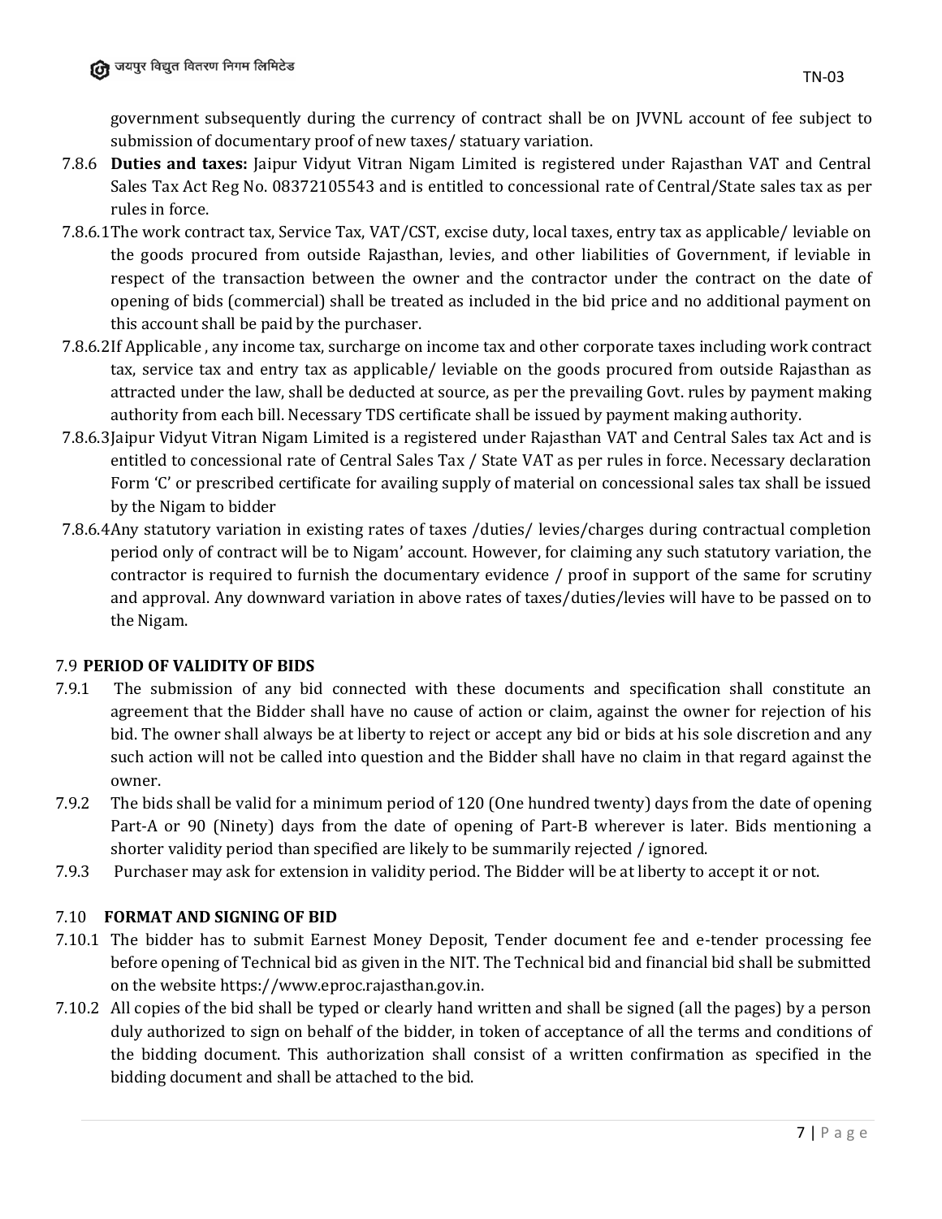government subsequently during the currency of contract shall be on JVVNL account of fee subject to submission of documentary proof of new taxes/ statuary variation.

7.8.6 **Duties and taxes:** Jaipur Vidyut Vitran Nigam Limited is registered under Rajasthan VAT and Central Sales Tax Act Reg No. 08372105543 and is entitled to concessional rate of Central/State sales tax as per rules in force.

7.8.6.1 The work contract tax, Service Tax, VAT/CST, excise duty, local taxes, entry tax as applicable/ leviable on the goods procured from outside Rajasthan, levies, and other liabilities of Government, if leviable in respect of the transaction between the owner and the contractor under the contract on the date of opening of bids (commercial) shall be treated as included in the bid price and no additional payment on this account shall be paid by the purchaser.

7.8.6.2 If Applicable , any income tax, surcharge on income tax and other corporate taxes including work contract tax, service tax and entry tax as applicable/ leviable on the goods procured from outside Rajasthan as attracted under the law, shall be deducted at source, as per the prevailing Govt. rules by payment making authority from each bill. Necessary TDS certificate shall be issued by payment making authority.

7.8.6.3 Jaipur Vidyut Vitran Nigam Limited is a registered under Rajasthan VAT and Central Sales tax Act and is entitled to concessional rate of Central Sales Tax / State VAT as per rules in force. Necessary declaration Form 'C' or prescribed certificate for availing supply of material on concessional sales tax shall be issued by the Nigam to bidder

7.8.6.4 Any statutory variation in existing rates of taxes /duties/ levies/charges during contractual completion period only of contract will be to Nigam' account. However, for claiming any such statutory variation, the contractor is required to furnish the documentary evidence / proof in support of the same for scrutiny and approval. Any downward variation in above rates of taxes/duties/levies will have to be passed on to the Nigam.

### 7.9 PERIOD OF VALIDITY OF BIDS

7.9.1 The submission of any bid connected with these documents and specification shall constitute an agreement that the Bidder shall have no cause of action or claim, against the owner for rejection of his bid. The owner shall always be at liberty to reject or accept any bid or bids at his sole discretion and any such action will not be called into question and the Bidder shall have no claim in that regard against the owner.

7.9.2 The bids shall be valid for a minimum period of 120 (One hundred twenty) days from the date of opening Part-A or 90 (Ninety) days from the date of opening of Part-B wherever is later. Bids mentioning a shorter validity period than specified are likely to be summarily rejected / ignored.

7.9.3 Purchaser may ask for extension in validity period. The Bidder will be at liberty to accept it or not.

### 7.10 FORMAT AND SIGNING OF BID

7.10.1 The bidder has to submit Earnest Money Deposit, Tender document fee and e-tender processing fee before opening of Technical bid as given in the NIT. The Technical bid and financial bid shall be submitted on the website https://www.eproc.rajasthan.gov.in.

7.10.2 All copies of the bid shall be typed or clearly hand written and shall be signed (all the pages) by a person duly authorized to sign on behalf of the bidder, in token of acceptance of all the terms and conditions of the bidding document. This authorization shall consist of a written confirmation as specified in the bidding document and shall be attached to the bid.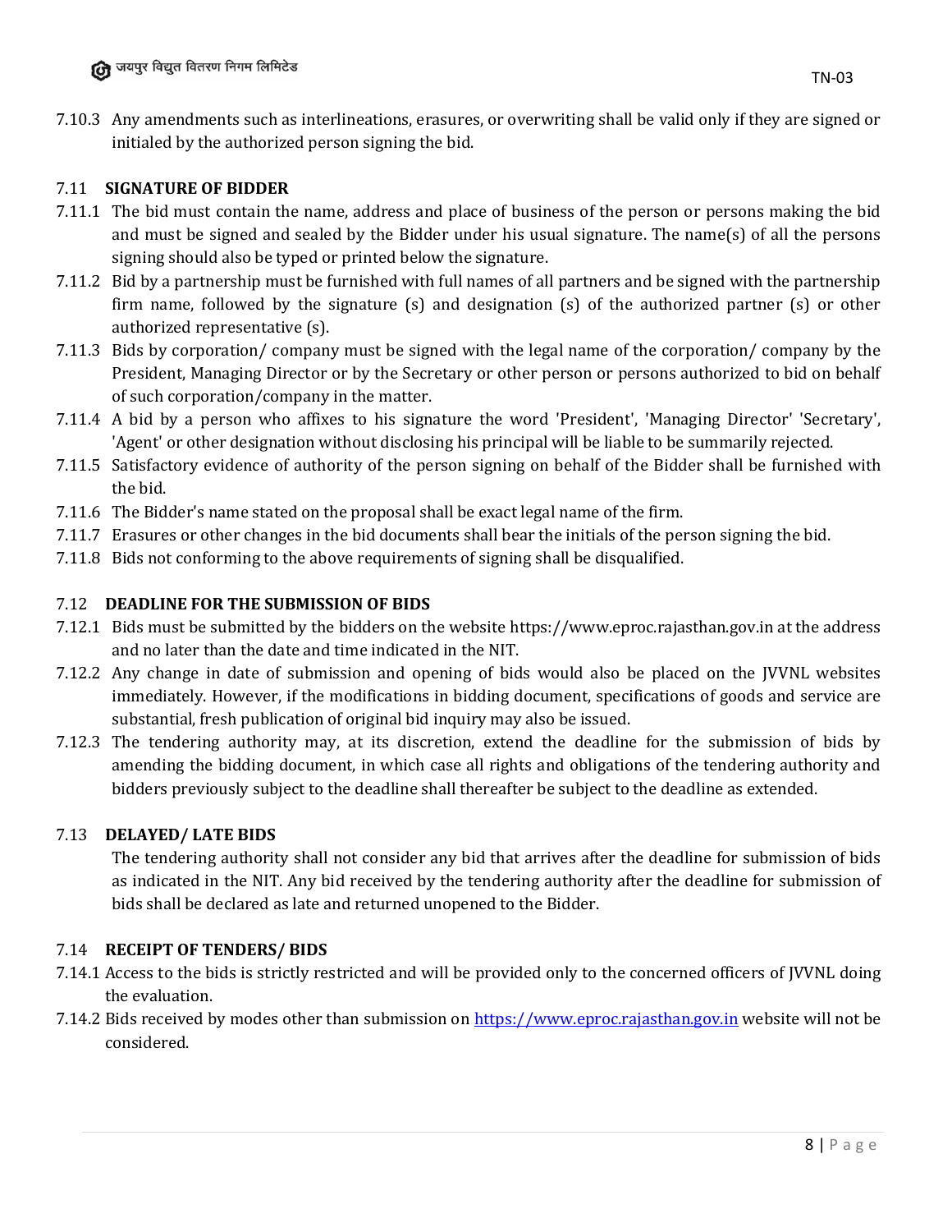7.10.3 Any amendments such as interlineations, erasures, or overwriting shall be valid only if they are signed or initialed by the authorized person signing the bid.

### 7.11 SIGNATURE OF BIDDER

7.11.1 The bid must contain the name, address and place of business of the person or persons making the bid and must be signed and sealed by the Bidder under his usual signature. The name(s) of all the persons signing should also be typed or printed below the signature.

7.11.2 Bid by a partnership must be furnished with full names of all partners and be signed with the partnership firm name, followed by the signature (s) and designation (s) of the authorized partner (s) or other authorized representative (s).

7.11.3 Bids by corporation/ company must be signed with the legal name of the corporation/ company by the President, Managing Director or by the Secretary or other person or persons authorized to bid on behalf of such corporation/company in the matter.

7.11.4 A bid by a person who affixes to his signature the word 'President', 'Managing Director' 'Secretary', 'Agent' or other designation without disclosing his principal will be liable to be summarily rejected.

7.11.5 Satisfactory evidence of authority of the person signing on behalf of the Bidder shall be furnished with the bid.

7.11.6 The Bidder's name stated on the proposal shall be exact legal name of the firm.

7.11.7 Erasures or other changes in the bid documents shall bear the initials of the person signing the bid.

7.11.8 Bids not conforming to the above requirements of signing shall be disqualified.

### 7.12 DEADLINE FOR THE SUBMISSION OF BIDS

7.12.1 Bids must be submitted by the bidders on the website https://www.eproc.rajasthan.gov.in at the address and no later than the date and time indicated in the NIT.

7.12.2 Any change in date of submission and opening of bids would also be placed on the JVVNL websites immediately. However, if the modifications in bidding document, specifications of goods and service are substantial, fresh publication of original bid inquiry may also be issued.

7.12.3 The tendering authority may, at its discretion, extend the deadline for the submission of bids by amending the bidding document, in which case all rights and obligations of the tendering authority and bidders previously subject to the deadline shall thereafter be subject to the deadline as extended.

### 7.13 DELAYED/ LATE BIDS

The tendering authority shall not consider any bid that arrives after the deadline for submission of bids as indicated in the NIT. Any bid received by the tendering authority after the deadline for submission of bids shall be declared as late and returned unopened to the Bidder.

### 7.14 RECEIPT OF TENDERS/ BIDS

7.14.1 Access to the bids is strictly restricted and will be provided only to the concerned officers of JVVNL doing the evaluation.

7.14.2 Bids received by modes other than submission on https://www.eproc.rajasthan.gov.in website will not be considered.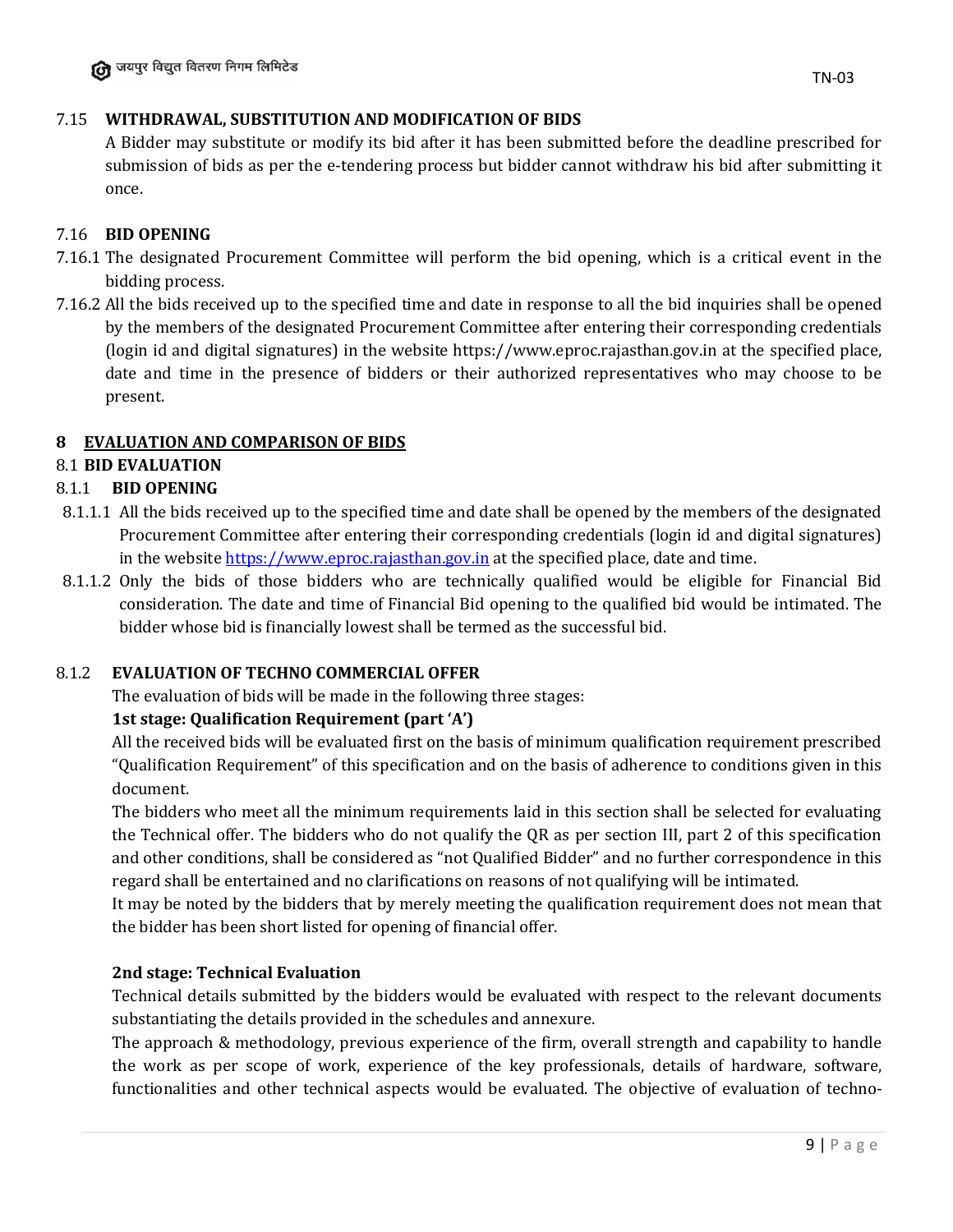### 7.15 WITHDRAWAL, SUBSTITUTION AND MODIFICATION OF BIDS

A Bidder may substitute or modify its bid after it has been submitted before the deadline prescribed for submission of bids as per the e-tendering process but bidder cannot withdraw his bid after submitting it once.

### 7.16 BID OPENING

7.16.1 The designated Procurement Committee will perform the bid opening, which is a critical event in the bidding process.

7.16.2 All the bids received up to the specified time and date in response to all the bid inquiries shall be opened by the members of the designated Procurement Committee after entering their corresponding credentials (login id and digital signatures) in the website https://www.eproc.rajasthan.gov.in at the specified place, date and time in the presence of bidders or their authorized representatives who may choose to be present.

## 8 EVALUATION AND COMPARISON OF BIDS

### 8.1 BID EVALUATION

#### 8.1.1 BID OPENING

8.1.1.1 All the bids received up to the specified time and date shall be opened by the members of the designated Procurement Committee after entering their corresponding credentials (login id and digital signatures) in the website [https://www.eproc.rajasthan.gov.in](https://www.eproc.rajasthan.gov.in) at the specified place, date and time.

8.1.1.2 Only the bids of those bidders who are technically qualified would be eligible for Financial Bid consideration. The date and time of Financial Bid opening to the qualified bid would be intimated. The bidder whose bid is financially lowest shall be termed as the successful bid.

#### 8.1.2 EVALUATION OF TECHNO COMMERCIAL OFFER

The evaluation of bids will be made in the following three stages:

**1st stage: Qualification Requirement (part 'A')**

All the received bids will be evaluated first on the basis of minimum qualification requirement prescribed "Qualification Requirement" of this specification and on the basis of adherence to conditions given in this document.

The bidders who meet all the minimum requirements laid in this section shall be selected for evaluating the Technical offer. The bidders who do not qualify the QR as per section III, part 2 of this specification and other conditions, shall be considered as "not Qualified Bidder" and no further correspondence in this regard shall be entertained and no clarifications on reasons of not qualifying will be intimated.

It may be noted by the bidders that by merely meeting the qualification requirement does not mean that the bidder has been short listed for opening of financial offer.

**2nd stage: Technical Evaluation**

Technical details submitted by the bidders would be evaluated with respect to the relevant documents substantiating the details provided in the schedules and annexure.

The approach & methodology, previous experience of the firm, overall strength and capability to handle the work as per scope of work, experience of the key professionals, details of hardware, software, functionalities and other technical aspects would be evaluated. The objective of evaluation of techno-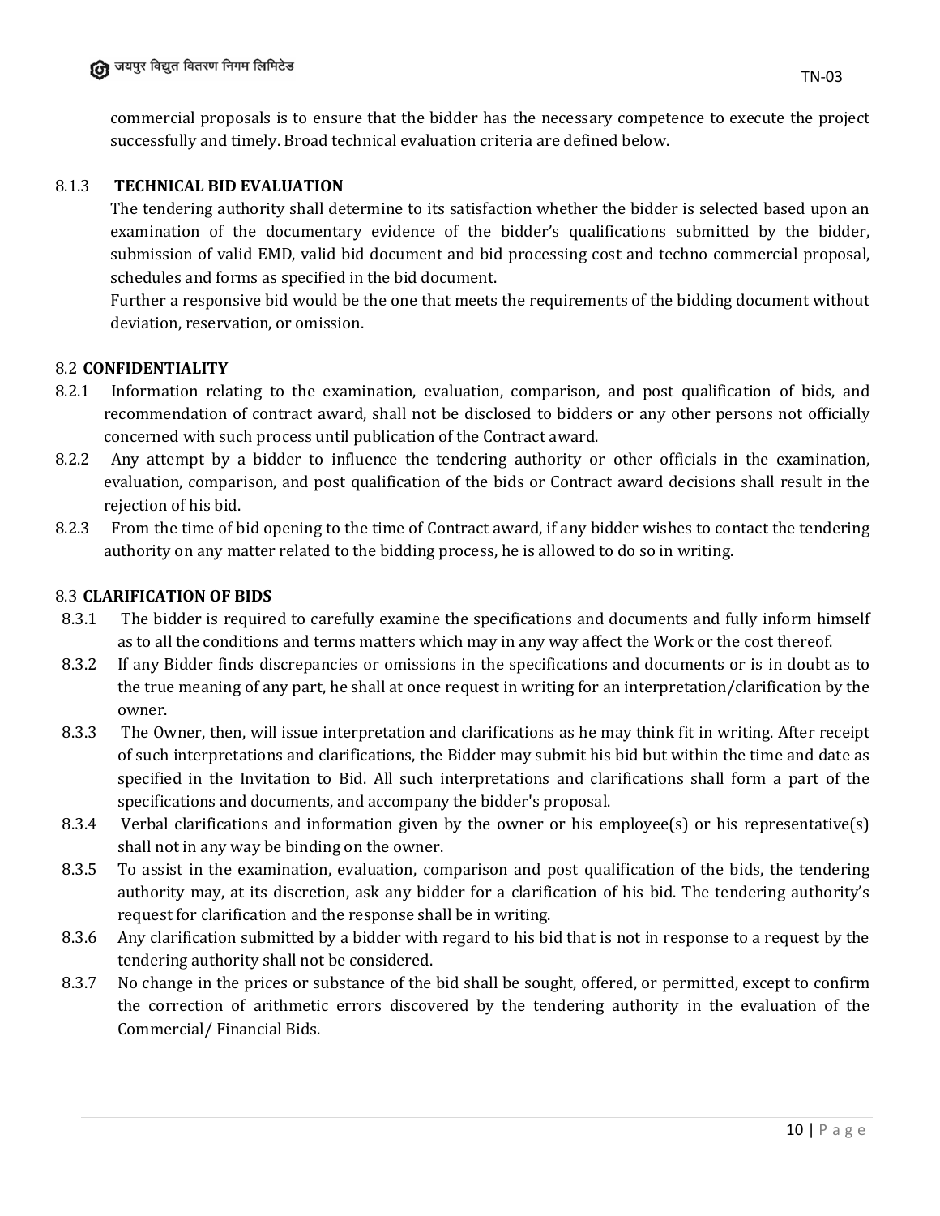commercial proposals is to ensure that the bidder has the necessary competence to execute the project successfully and timely. Broad technical evaluation criteria are defined below.

8.1.3 **TECHNICAL BID EVALUATION**

The tendering authority shall determine to its satisfaction whether the bidder is selected based upon an examination of the documentary evidence of the bidder's qualifications submitted by the bidder, submission of valid EMD, valid bid document and bid processing cost and techno commercial proposal, schedules and forms as specified in the bid document.

Further a responsive bid would be the one that meets the requirements of the bidding document without deviation, reservation, or omission.

8.2 **CONFIDENTIALITY**

8.2.1 Information relating to the examination, evaluation, comparison, and post qualification of bids, and recommendation of contract award, shall not be disclosed to bidders or any other persons not officially concerned with such process until publication of the Contract award.

8.2.2 Any attempt by a bidder to influence the tendering authority or other officials in the examination, evaluation, comparison, and post qualification of the bids or Contract award decisions shall result in the rejection of his bid.

8.2.3 From the time of bid opening to the time of Contract award, if any bidder wishes to contact the tendering authority on any matter related to the bidding process, he is allowed to do so in writing.

8.3 **CLARIFICATION OF BIDS**

8.3.1 The bidder is required to carefully examine the specifications and documents and fully inform himself as to all the conditions and terms matters which may in any way affect the Work or the cost thereof.

8.3.2 If any Bidder finds discrepancies or omissions in the specifications and documents or is in doubt as to the true meaning of any part, he shall at once request in writing for an interpretation/clarification by the owner.

8.3.3 The Owner, then, will issue interpretation and clarifications as he may think fit in writing. After receipt of such interpretations and clarifications, the Bidder may submit his bid but within the time and date as specified in the Invitation to Bid. All such interpretations and clarifications shall form a part of the specifications and documents, and accompany the bidder's proposal.

8.3.4 Verbal clarifications and information given by the owner or his employee(s) or his representative(s) shall not in any way be binding on the owner.

8.3.5 To assist in the examination, evaluation, comparison and post qualification of the bids, the tendering authority may, at its discretion, ask any bidder for a clarification of his bid. The tendering authority's request for clarification and the response shall be in writing.

8.3.6 Any clarification submitted by a bidder with regard to his bid that is not in response to a request by the tendering authority shall not be considered.

8.3.7 No change in the prices or substance of the bid shall be sought, offered, or permitted, except to confirm the correction of arithmetic errors discovered by the tendering authority in the evaluation of the Commercial/ Financial Bids.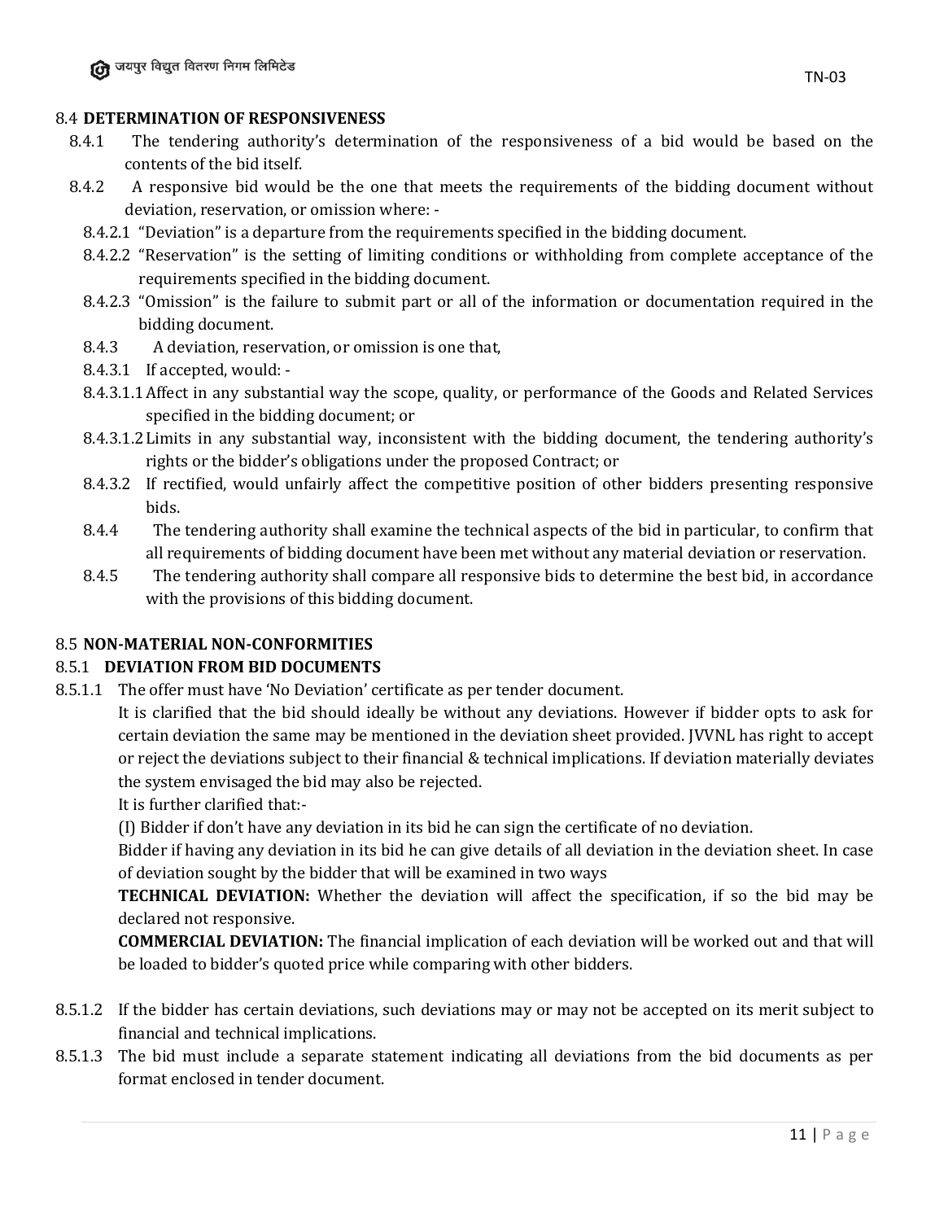### 8.4 DETERMINATION OF RESPONSIVENESS

8.4.1 The tendering authority's determination of the responsiveness of a bid would be based on the contents of the bid itself.

8.4.2 A responsive bid would be the one that meets the requirements of the bidding document without deviation, reservation, or omission where: -

8.4.2.1 "Deviation" is a departure from the requirements specified in the bidding document.

8.4.2.2 "Reservation" is the setting of limiting conditions or withholding from complete acceptance of the requirements specified in the bidding document.

8.4.2.3 "Omission" is the failure to submit part or all of the information or documentation required in the bidding document.

8.4.3 A deviation, reservation, or omission is one that,

8.4.3.1 If accepted, would: -

8.4.3.1.1 Affect in any substantial way the scope, quality, or performance of the Goods and Related Services specified in the bidding document; or

8.4.3.1.2 Limits in any substantial way, inconsistent with the bidding document, the tendering authority's rights or the bidder's obligations under the proposed Contract; or

8.4.3.2 If rectified, would unfairly affect the competitive position of other bidders presenting responsive bids.

8.4.4 The tendering authority shall examine the technical aspects of the bid in particular, to confirm that all requirements of bidding document have been met without any material deviation or reservation.

8.4.5 The tendering authority shall compare all responsive bids to determine the best bid, in accordance with the provisions of this bidding document.

### 8.5 NON-MATERIAL NON-CONFORMITIES

#### 8.5.1 DEVIATION FROM BID DOCUMENTS

8.5.1.1 The offer must have 'No Deviation' certificate as per tender document.

It is clarified that the bid should ideally be without any deviations. However if bidder opts to ask for certain deviation the same may be mentioned in the deviation sheet provided. JVVNL has right to accept or reject the deviations subject to their financial & technical implications. If deviation materially deviates the system envisaged the bid may also be rejected.

It is further clarified that:-

(I) Bidder if don't have any deviation in its bid he can sign the certificate of no deviation.

Bidder if having any deviation in its bid he can give details of all deviation in the deviation sheet. In case of deviation sought by the bidder that will be examined in two ways

**TECHNICAL DEVIATION:** Whether the deviation will affect the specification, if so the bid may be declared not responsive.

**COMMERCIAL DEVIATION:** The financial implication of each deviation will be worked out and that will be loaded to bidder's quoted price while comparing with other bidders.

8.5.1.2 If the bidder has certain deviations, such deviations may or may not be accepted on its merit subject to financial and technical implications.

8.5.1.3 The bid must include a separate statement indicating all deviations from the bid documents as per format enclosed in tender document.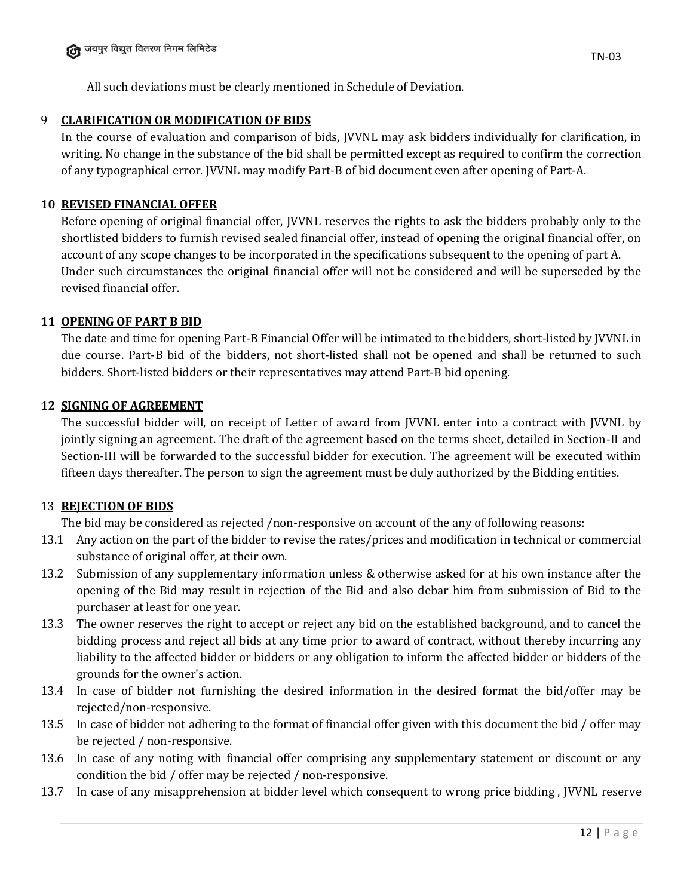All such deviations must be clearly mentioned in Schedule of Deviation.

## 9 CLARIFICATION OR MODIFICATION OF BIDS

In the course of evaluation and comparison of bids, JVVNL may ask bidders individually for clarification, in writing. No change in the substance of the bid shall be permitted except as required to confirm the correction of any typographical error. JVVNL may modify Part-B of bid document even after opening of Part-A.

## 10 REVISED FINANCIAL OFFER

Before opening of original financial offer, JVVNL reserves the rights to ask the bidders probably only to the shortlisted bidders to furnish revised sealed financial offer, instead of opening the original financial offer, on account of any scope changes to be incorporated in the specifications subsequent to the opening of part A. Under such circumstances the original financial offer will not be considered and will be superseded by the revised financial offer.

## 11 OPENING OF PART B BID

The date and time for opening Part-B Financial Offer will be intimated to the bidders, short-listed by JVVNL in due course. Part-B bid of the bidders, not short-listed shall not be opened and shall be returned to such bidders. Short-listed bidders or their representatives may attend Part-B bid opening.

## 12 SIGNING OF AGREEMENT

The successful bidder will, on receipt of Letter of award from JVVNL enter into a contract with JVVNL by jointly signing an agreement. The draft of the agreement based on the terms sheet, detailed in Section-II and Section-III will be forwarded to the successful bidder for execution. The agreement will be executed within fifteen days thereafter. The person to sign the agreement must be duly authorized by the Bidding entities.

## 13 REJECTION OF BIDS

The bid may be considered as rejected /non-responsive on account of the any of following reasons:

13.1 Any action on the part of the bidder to revise the rates/prices and modification in technical or commercial substance of original offer, at their own.

13.2 Submission of any supplementary information unless & otherwise asked for at his own instance after the opening of the Bid may result in rejection of the Bid and also debar him from submission of Bid to the purchaser at least for one year.

13.3 The owner reserves the right to accept or reject any bid on the established background, and to cancel the bidding process and reject all bids at any time prior to award of contract, without thereby incurring any liability to the affected bidder or bidders or any obligation to inform the affected bidder or bidders of the grounds for the owner's action.

13.4 In case of bidder not furnishing the desired information in the desired format the bid/offer may be rejected/non-responsive.

13.5 In case of bidder not adhering to the format of financial offer given with this document the bid / offer may be rejected / non-responsive.

13.6 In case of any noting with financial offer comprising any supplementary statement or discount or any condition the bid / offer may be rejected / non-responsive.

13.7 In case of any misapprehension at bidder level which consequent to wrong price bidding , JVVNL reserve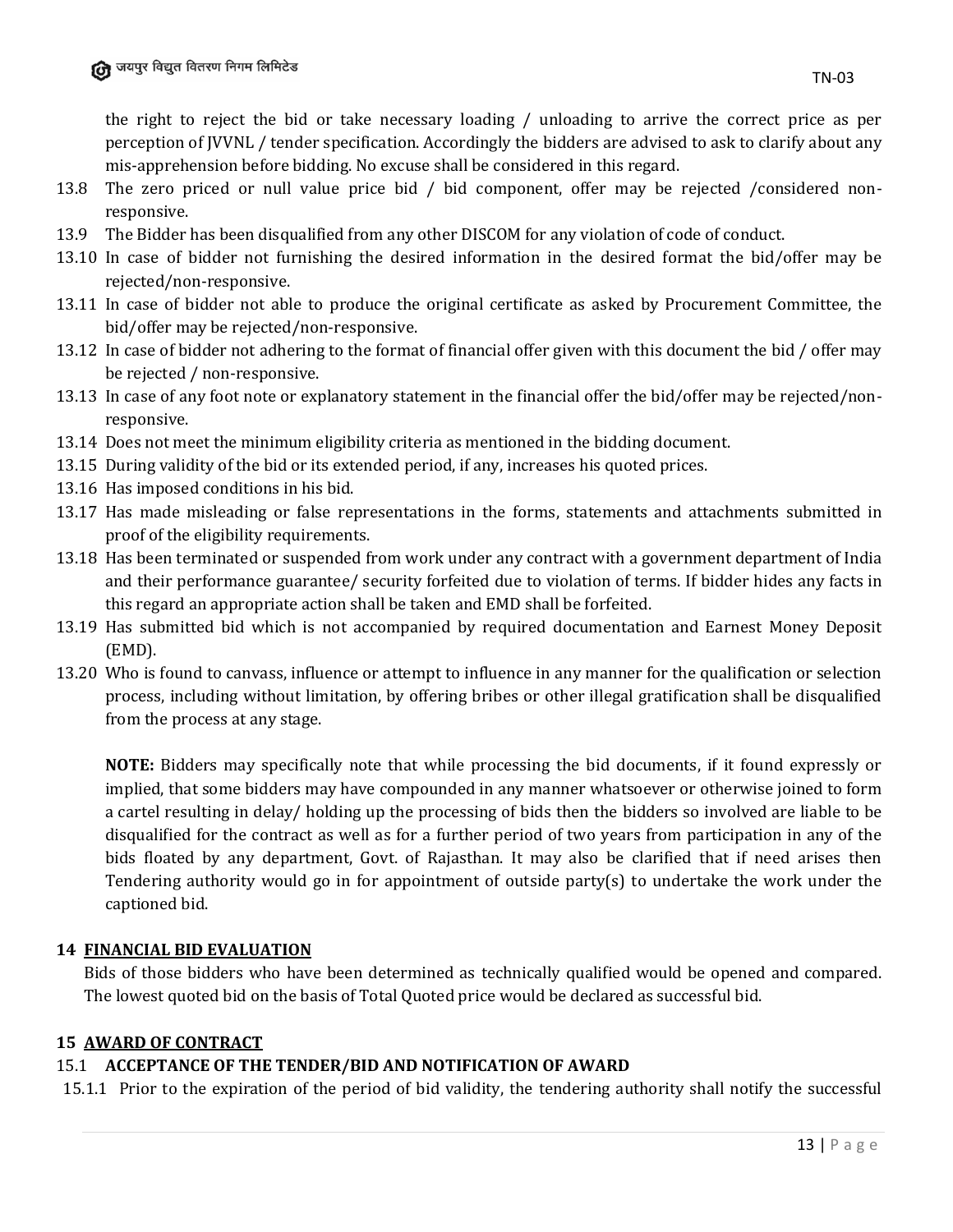the right to reject the bid or take necessary loading / unloading to arrive the correct price as per perception of JVVNL / tender specification. Accordingly the bidders are advised to ask to clarify about any mis-apprehension before bidding. No excuse shall be considered in this regard.

13.8 The zero priced or null value price bid / bid component, offer may be rejected /considered non-responsive.

13.9 The Bidder has been disqualified from any other DISCOM for any violation of code of conduct.

13.10 In case of bidder not furnishing the desired information in the desired format the bid/offer may be rejected/non-responsive.

13.11 In case of bidder not able to produce the original certificate as asked by Procurement Committee, the bid/offer may be rejected/non-responsive.

13.12 In case of bidder not adhering to the format of financial offer given with this document the bid / offer may be rejected / non-responsive.

13.13 In case of any foot note or explanatory statement in the financial offer the bid/offer may be rejected/non-responsive.

13.14 Does not meet the minimum eligibility criteria as mentioned in the bidding document.

13.15 During validity of the bid or its extended period, if any, increases his quoted prices.

13.16 Has imposed conditions in his bid.

13.17 Has made misleading or false representations in the forms, statements and attachments submitted in proof of the eligibility requirements.

13.18 Has been terminated or suspended from work under any contract with a government department of India and their performance guarantee/ security forfeited due to violation of terms. If bidder hides any facts in this regard an appropriate action shall be taken and EMD shall be forfeited.

13.19 Has submitted bid which is not accompanied by required documentation and Earnest Money Deposit (EMD).

13.20 Who is found to canvass, influence or attempt to influence in any manner for the qualification or selection process, including without limitation, by offering bribes or other illegal gratification shall be disqualified from the process at any stage.

**NOTE:** Bidders may specifically note that while processing the bid documents, if it found expressly or implied, that some bidders may have compounded in any manner whatsoever or otherwise joined to form a cartel resulting in delay/ holding up the processing of bids then the bidders so involved are liable to be disqualified for the contract as well as for a further period of two years from participation in any of the bids floated by any department, Govt. of Rajasthan. It may also be clarified that if need arises then Tendering authority would go in for appointment of outside party(s) to undertake the work under the captioned bid.

## 14 FINANCIAL BID EVALUATION

Bids of those bidders who have been determined as technically qualified would be opened and compared. The lowest quoted bid on the basis of Total Quoted price would be declared as successful bid.

## 15 AWARD OF CONTRACT

### 15.1 ACCEPTANCE OF THE TENDER/BID AND NOTIFICATION OF AWARD

15.1.1 Prior to the expiration of the period of bid validity, the tendering authority shall notify the successful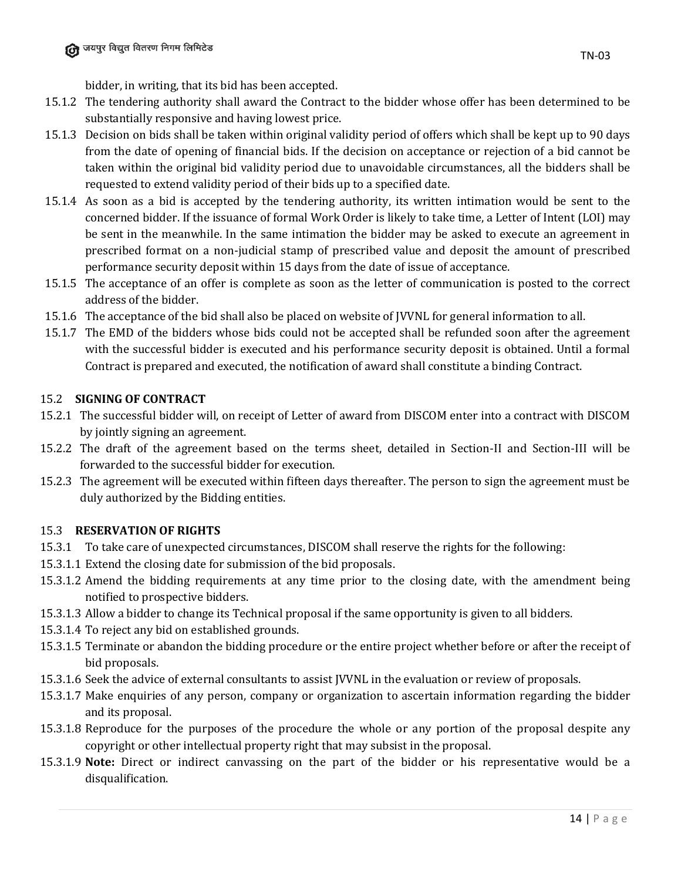bidder, in writing, that its bid has been accepted.

15.1.2 The tendering authority shall award the Contract to the bidder whose offer has been determined to be substantially responsive and having lowest price.

15.1.3 Decision on bids shall be taken within original validity period of offers which shall be kept up to 90 days from the date of opening of financial bids. If the decision on acceptance or rejection of a bid cannot be taken within the original bid validity period due to unavoidable circumstances, all the bidders shall be requested to extend validity period of their bids up to a specified date.

15.1.4 As soon as a bid is accepted by the tendering authority, its written intimation would be sent to the concerned bidder. If the issuance of formal Work Order is likely to take time, a Letter of Intent (LOI) may be sent in the meanwhile. In the same intimation the bidder may be asked to execute an agreement in prescribed format on a non-judicial stamp of prescribed value and deposit the amount of prescribed performance security deposit within 15 days from the date of issue of acceptance.

15.1.5 The acceptance of an offer is complete as soon as the letter of communication is posted to the correct address of the bidder.

15.1.6 The acceptance of the bid shall also be placed on website of JVVNL for general information to all.

15.1.7 The EMD of the bidders whose bids could not be accepted shall be refunded soon after the agreement with the successful bidder is executed and his performance security deposit is obtained. Until a formal Contract is prepared and executed, the notification of award shall constitute a binding Contract.

### 15.2 SIGNING OF CONTRACT

15.2.1 The successful bidder will, on receipt of Letter of award from DISCOM enter into a contract with DISCOM by jointly signing an agreement.

15.2.2 The draft of the agreement based on the terms sheet, detailed in Section-II and Section-III will be forwarded to the successful bidder for execution.

15.2.3 The agreement will be executed within fifteen days thereafter. The person to sign the agreement must be duly authorized by the Bidding entities.

### 15.3 RESERVATION OF RIGHTS

15.3.1 To take care of unexpected circumstances, DISCOM shall reserve the rights for the following:

15.3.1.1 Extend the closing date for submission of the bid proposals.

15.3.1.2 Amend the bidding requirements at any time prior to the closing date, with the amendment being notified to prospective bidders.

15.3.1.3 Allow a bidder to change its Technical proposal if the same opportunity is given to all bidders.

15.3.1.4 To reject any bid on established grounds.

15.3.1.5 Terminate or abandon the bidding procedure or the entire project whether before or after the receipt of bid proposals.

15.3.1.6 Seek the advice of external consultants to assist JVVNL in the evaluation or review of proposals.

15.3.1.7 Make enquiries of any person, company or organization to ascertain information regarding the bidder and its proposal.

15.3.1.8 Reproduce for the purposes of the procedure the whole or any portion of the proposal despite any copyright or other intellectual property right that may subsist in the proposal.

15.3.1.9 **Note:** Direct or indirect canvassing on the part of the bidder or his representative would be a disqualification.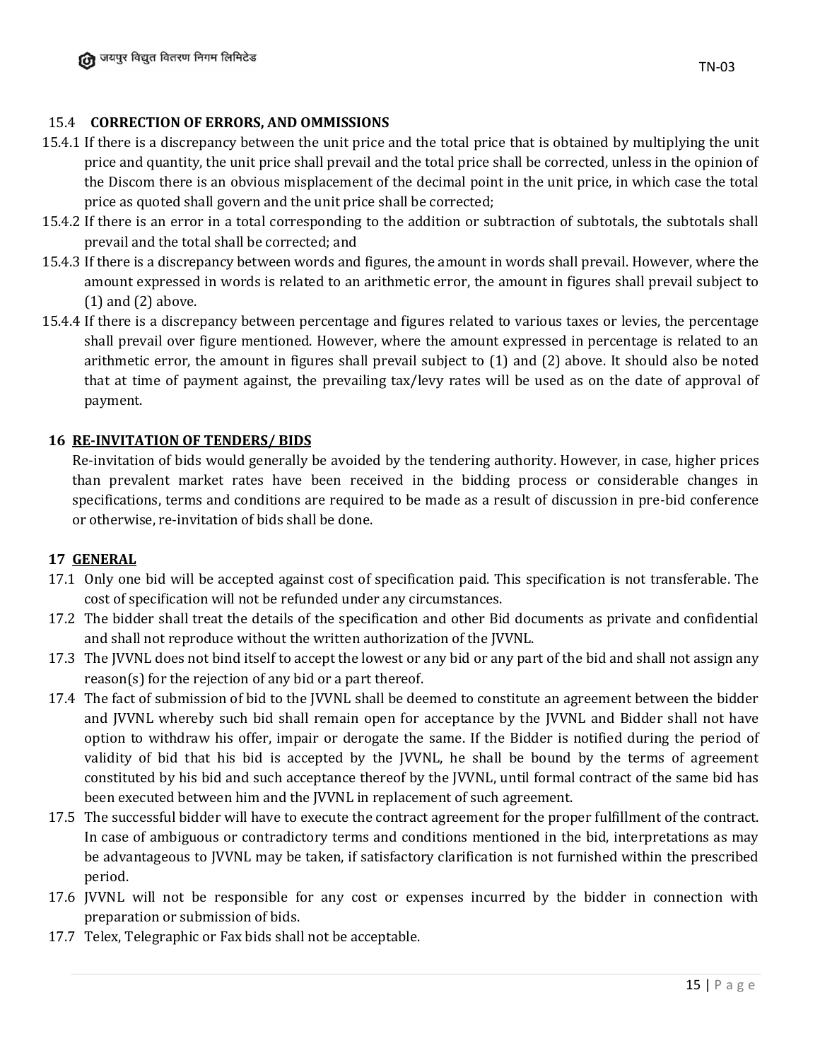### 15.4 CORRECTION OF ERRORS, AND OMMISSIONS

15.4.1 If there is a discrepancy between the unit price and the total price that is obtained by multiplying the unit price and quantity, the unit price shall prevail and the total price shall be corrected, unless in the opinion of the Discom there is an obvious misplacement of the decimal point in the unit price, in which case the total price as quoted shall govern and the unit price shall be corrected;

15.4.2 If there is an error in a total corresponding to the addition or subtraction of subtotals, the subtotals shall prevail and the total shall be corrected; and

15.4.3 If there is a discrepancy between words and figures, the amount in words shall prevail. However, where the amount expressed in words is related to an arithmetic error, the amount in figures shall prevail subject to (1) and (2) above.

15.4.4 If there is a discrepancy between percentage and figures related to various taxes or levies, the percentage shall prevail over figure mentioned. However, where the amount expressed in percentage is related to an arithmetic error, the amount in figures shall prevail subject to (1) and (2) above. It should also be noted that at time of payment against, the prevailing tax/levy rates will be used as on the date of approval of payment.

## 16 RE-INVITATION OF TENDERS/ BIDS

Re-invitation of bids would generally be avoided by the tendering authority. However, in case, higher prices than prevalent market rates have been received in the bidding process or considerable changes in specifications, terms and conditions are required to be made as a result of discussion in pre-bid conference or otherwise, re-invitation of bids shall be done.

## 17 GENERAL

17.1 Only one bid will be accepted against cost of specification paid. This specification is not transferable. The cost of specification will not be refunded under any circumstances.

17.2 The bidder shall treat the details of the specification and other Bid documents as private and confidential and shall not reproduce without the written authorization of the JVVNL.

17.3 The JVVNL does not bind itself to accept the lowest or any bid or any part of the bid and shall not assign any reason(s) for the rejection of any bid or a part thereof.

17.4 The fact of submission of bid to the JVVNL shall be deemed to constitute an agreement between the bidder and JVVNL whereby such bid shall remain open for acceptance by the JVVNL and Bidder shall not have option to withdraw his offer, impair or derogate the same. If the Bidder is notified during the period of validity of bid that his bid is accepted by the JVVNL, he shall be bound by the terms of agreement constituted by his bid and such acceptance thereof by the JVVNL, until formal contract of the same bid has been executed between him and the JVVNL in replacement of such agreement.

17.5 The successful bidder will have to execute the contract agreement for the proper fulfillment of the contract. In case of ambiguous or contradictory terms and conditions mentioned in the bid, interpretations as may be advantageous to JVVNL may be taken, if satisfactory clarification is not furnished within the prescribed period.

17.6 JVVNL will not be responsible for any cost or expenses incurred by the bidder in connection with preparation or submission of bids.

17.7 Telex, Telegraphic or Fax bids shall not be acceptable.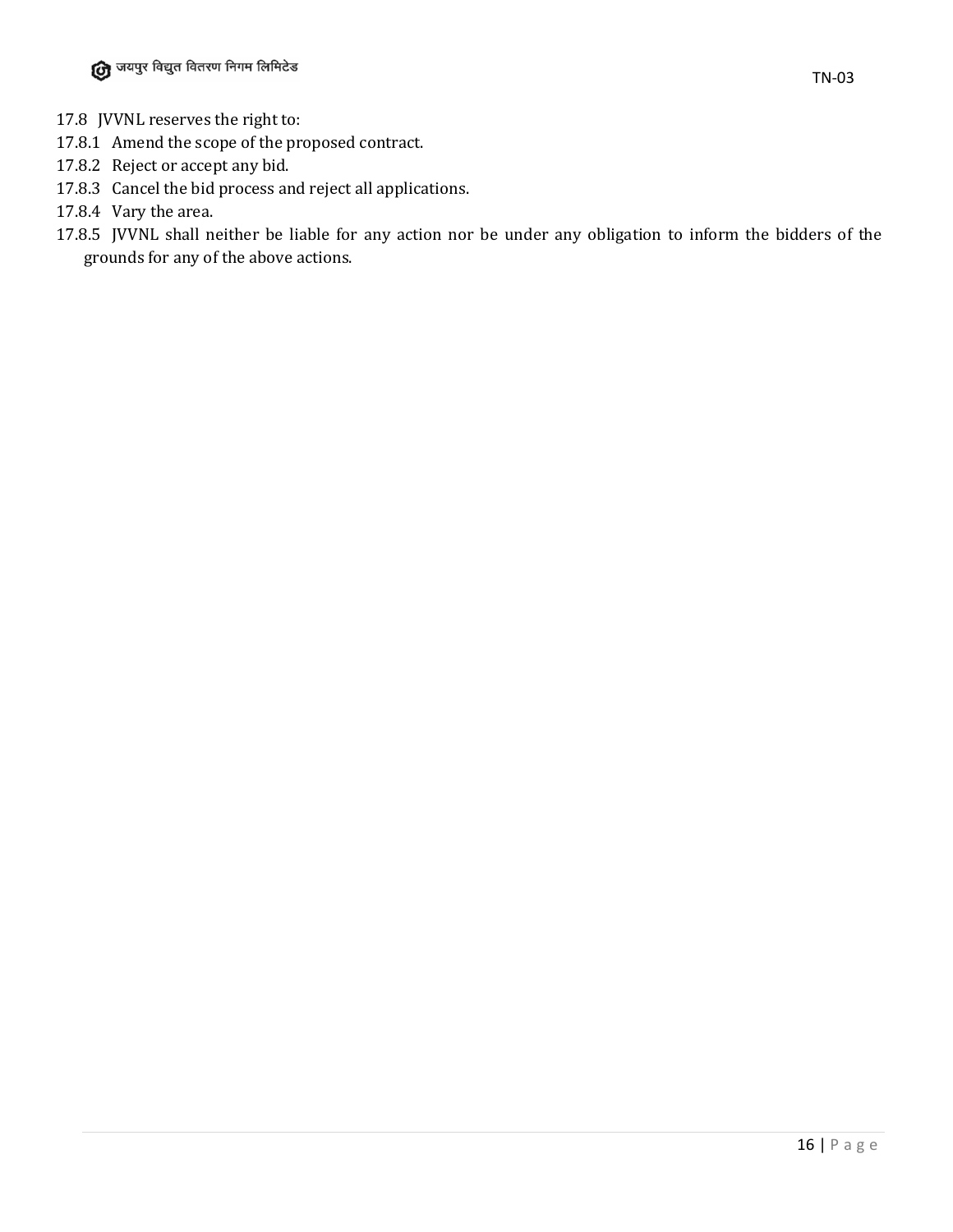17.8 JVVNL reserves the right to:

17.8.1 Amend the scope of the proposed contract.

17.8.2 Reject or accept any bid.

17.8.3 Cancel the bid process and reject all applications.

17.8.4 Vary the area.

17.8.5 JVVNL shall neither be liable for any action nor be under any obligation to inform the bidders of the grounds for any of the above actions.